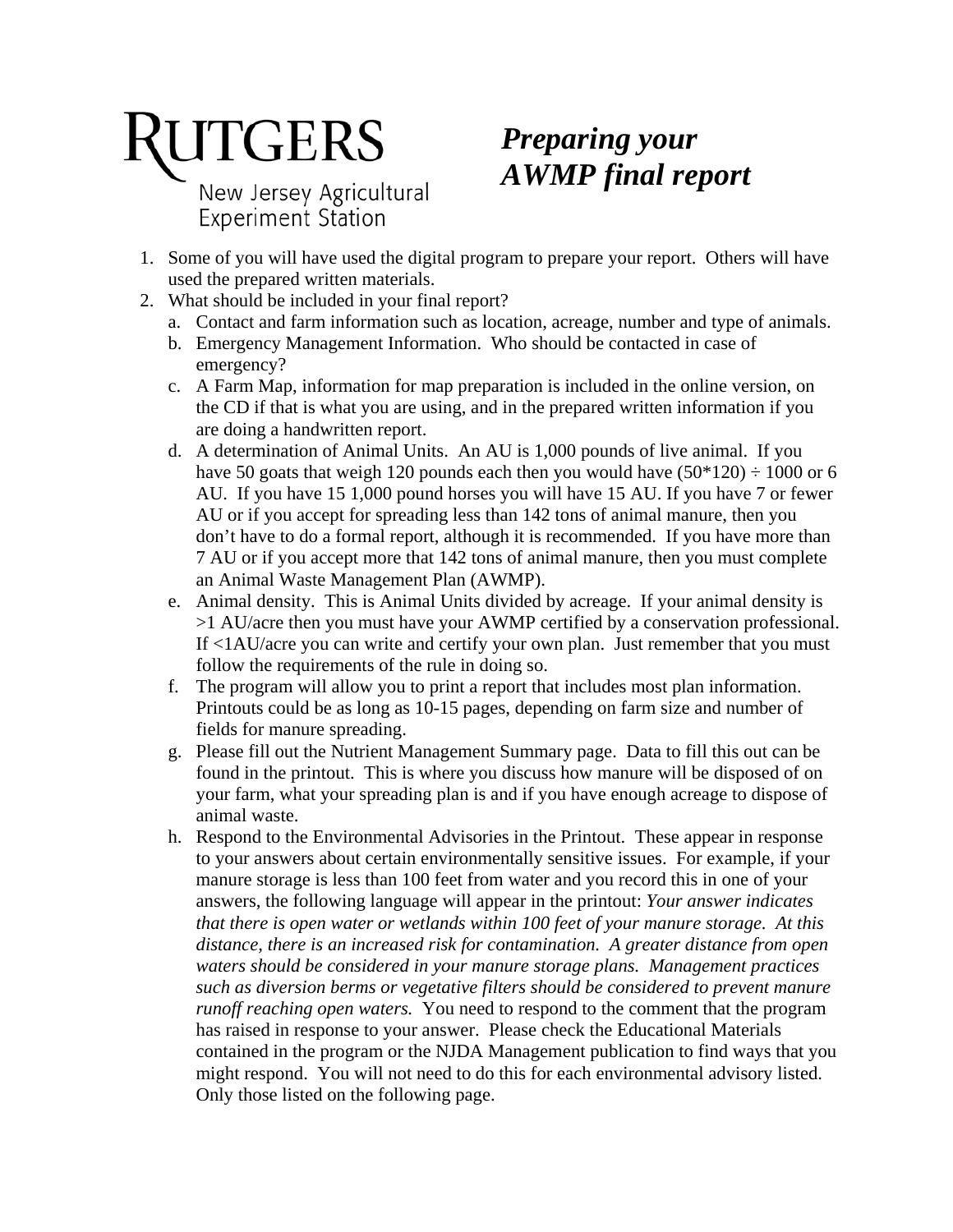Rutgers New Jersey Agricultural Experiment Station

# *Preparing your AWMP final report*

1. Some of you will have used the digital program to prepare your report. Others will have used the prepared written materials.
2. What should be included in your final report?
   a. Contact and farm information such as location, acreage, number and type of animals.
   b. Emergency Management Information. Who should be contacted in case of emergency?
   c. A Farm Map, information for map preparation is included in the online version, on the CD if that is what you are using, and in the prepared written information if you are doing a handwritten report.
   d. A determination of Animal Units. An AU is 1,000 pounds of live animal. If you have 50 goats that weigh 120 pounds each then you would have (50*120) ÷ 1000 or 6 AU. If you have 15 1,000 pound horses you will have 15 AU. If you have 7 or fewer AU or if you accept for spreading less than 142 tons of animal manure, then you don't have to do a formal report, although it is recommended. If you have more than 7 AU or if you accept more that 142 tons of animal manure, then you must complete an Animal Waste Management Plan (AWMP).
   e. Animal density. This is Animal Units divided by acreage. If your animal density is >1 AU/acre then you must have your AWMP certified by a conservation professional. If <1AU/acre you can write and certify your own plan. Just remember that you must follow the requirements of the rule in doing so.
   f. The program will allow you to print a report that includes most plan information. Printouts could be as long as 10-15 pages, depending on farm size and number of fields for manure spreading.
   g. Please fill out the Nutrient Management Summary page. Data to fill this out can be found in the printout. This is where you discuss how manure will be disposed of on your farm, what your spreading plan is and if you have enough acreage to dispose of animal waste.
   h. Respond to the Environmental Advisories in the Printout. These appear in response to your answers about certain environmentally sensitive issues. For example, if your manure storage is less than 100 feet from water and you record this in one of your answers, the following language will appear in the printout: *Your answer indicates that there is open water or wetlands within 100 feet of your manure storage. At this distance, there is an increased risk for contamination. A greater distance from open waters should be considered in your manure storage plans. Management practices such as diversion berms or vegetative filters should be considered to prevent manure runoff reaching open waters.* You need to respond to the comment that the program has raised in response to your answer. Please check the Educational Materials contained in the program or the NJDA Management publication to find ways that you might respond. You will not need to do this for each environmental advisory listed. Only those listed on the following page.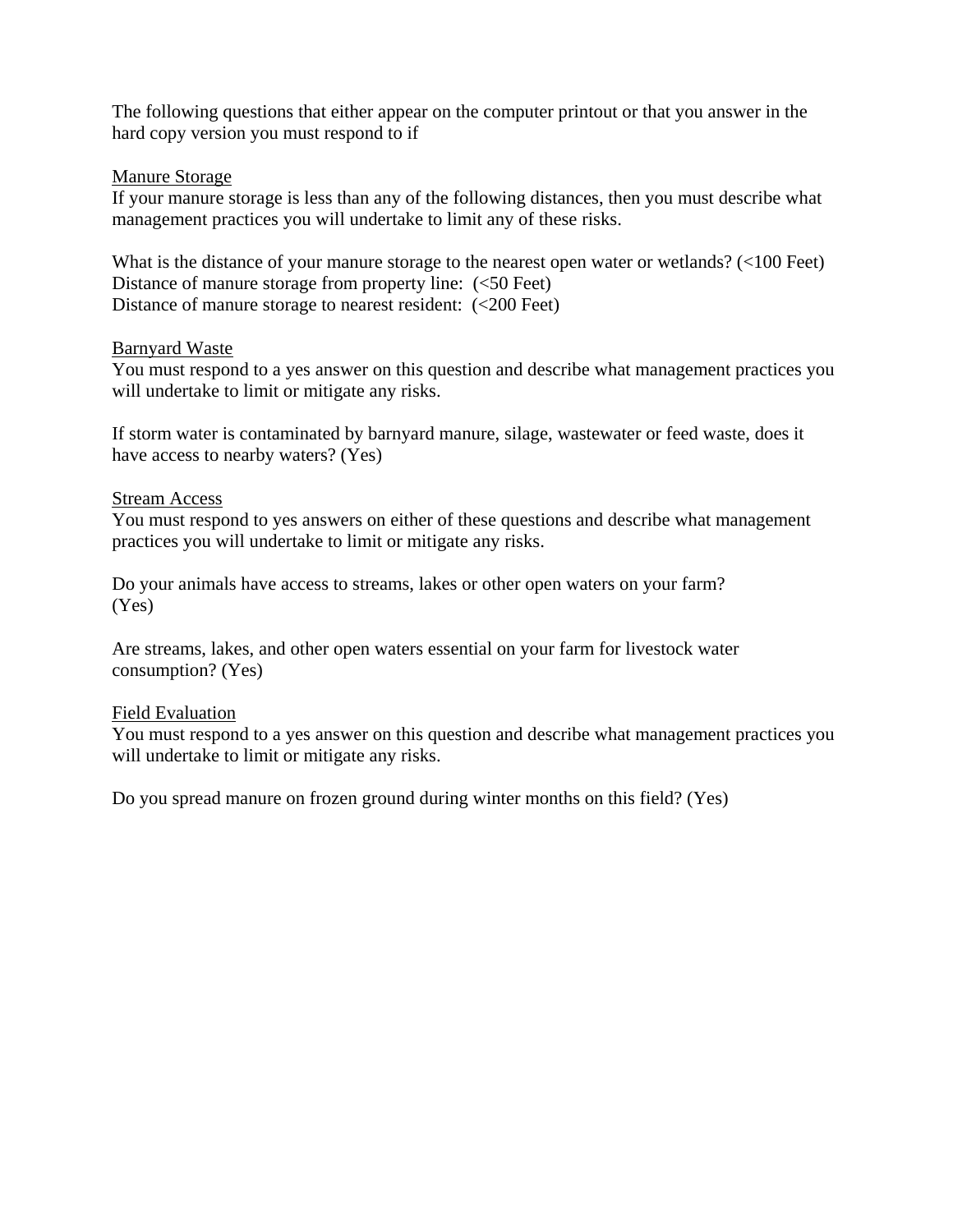The following questions that either appear on the computer printout or that you answer in the hard copy version you must respond to if

<u>Manure Storage</u>

If your manure storage is less than any of the following distances, then you must describe what management practices you will undertake to limit any of these risks.

What is the distance of your manure storage to the nearest open water or wetlands? (<100 Feet)
Distance of manure storage from property line: (<50 Feet)
Distance of manure storage to nearest resident: (<200 Feet)

<u>Barnyard Waste</u>

You must respond to a yes answer on this question and describe what management practices you will undertake to limit or mitigate any risks.

If storm water is contaminated by barnyard manure, silage, wastewater or feed waste, does it have access to nearby waters? (Yes)

<u>Stream Access</u>

You must respond to yes answers on either of these questions and describe what management practices you will undertake to limit or mitigate any risks.

Do your animals have access to streams, lakes or other open waters on your farm? (Yes)

Are streams, lakes, and other open waters essential on your farm for livestock water consumption? (Yes)

<u>Field Evaluation</u>

You must respond to a yes answer on this question and describe what management practices you will undertake to limit or mitigate any risks.

Do you spread manure on frozen ground during winter months on this field? (Yes)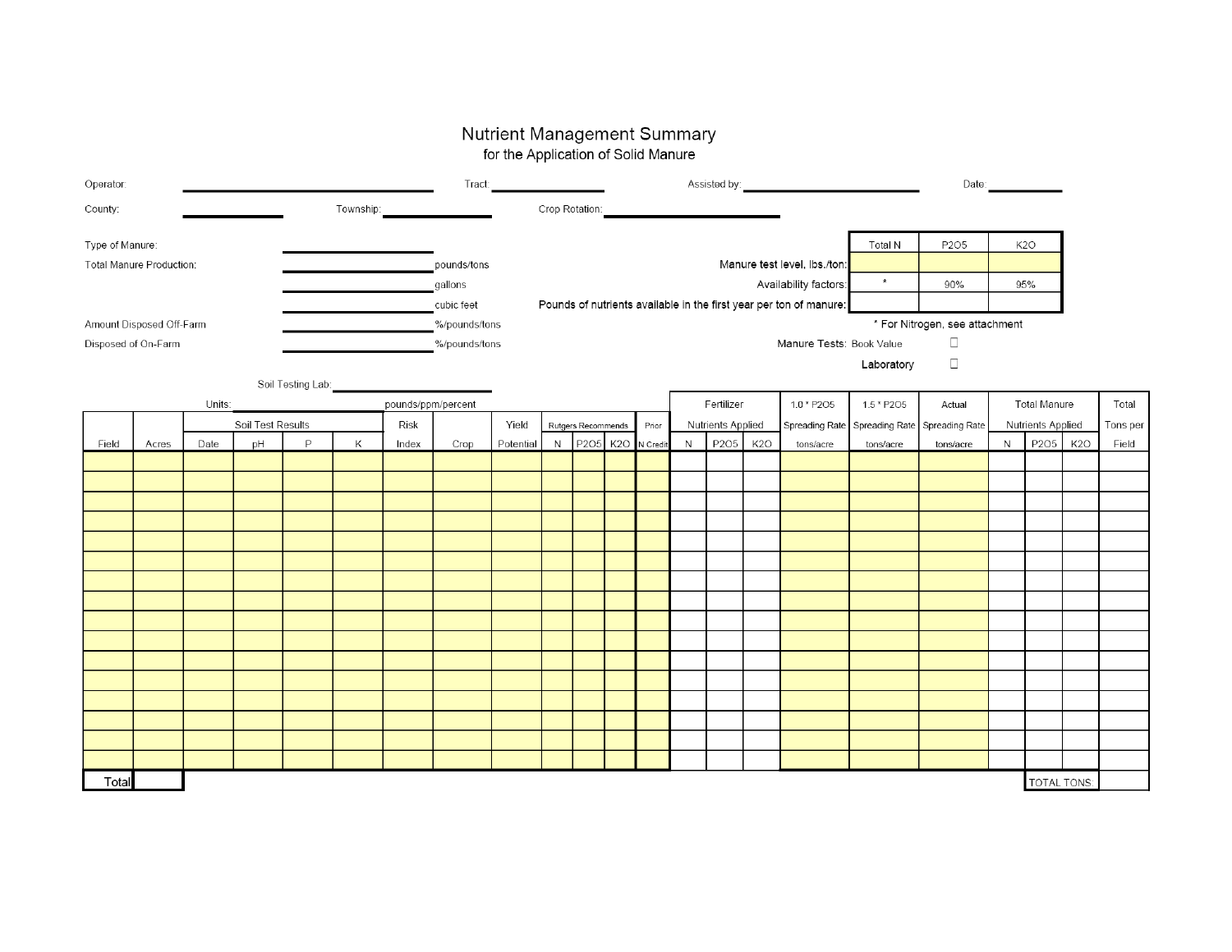# Nutrient Management Summary

## for the Application of Solid Manure

Operator: ______________________ Tract: ____________ Assisted by: ______________________ Date: __________

County: __________ Township: __________ Crop Rotation: ______________________

Type of Manure: ______________________

Total Manure Production: ______________ pounds/tons

______________ gallons

______________ cubic feet

Amount Disposed Off-Farm ______________ %/pounds/tons

Disposed of On-Farm ______________ %/pounds/tons

| | Total N | P2O5 | K2O |
|---|---|---|---|
| Manure test level, lbs./ton: | | | |
| Availability factors: | * | 90% | 95% |
| Pounds of nutrients available in the first year per ton of manure: | | | |

\* For Nitrogen, see attachment

Manure Tests: Book Value ☐

Laboratory ☐

Soil Testing Lab: ______________________

Units: ______________________ pounds/ppm/percent

| Field | Acres | Soil Test Results | | | | Risk Index | Crop | Yield Potential | Rutgers Recommends | | | Prior N Credit | Fertilizer Nutrients Applied | | | 1.0 * P2O5 Spreading Rate | 1.5 * P2O5 Spreading Rate | Actual Spreading Rate | Total Manure Nutrients Applied | | | Total Tons per Field |
|---|---|---|---|---|---|---|---|---|---|---|---|---|---|---|---|---|---|---|---|---|---|---|
| | | Date | pH | P | K | | | | N | P2O5 | K2O | | N | P2O5 | K2O | tons/acre | tons/acre | tons/acre | N | P2O5 | K2O | |
| | | | | | | | | | | | | | | | | | | | | | | |
| | | | | | | | | | | | | | | | | | | | | | | |
| | | | | | | | | | | | | | | | | | | | | | | |
| | | | | | | | | | | | | | | | | | | | | | | |
| | | | | | | | | | | | | | | | | | | | | | | |
| | | | | | | | | | | | | | | | | | | | | | | |
| | | | | | | | | | | | | | | | | | | | | | | |
| | | | | | | | | | | | | | | | | | | | | | | |
| | | | | | | | | | | | | | | | | | | | | | | |
| | | | | | | | | | | | | | | | | | | | | | | |
| | | | | | | | | | | | | | | | | | | | | | | |
| | | | | | | | | | | | | | | | | | | | | | | |
| | | | | | | | | | | | | | | | | | | | | | | |
| | | | | | | | | | | | | | | | | | | | | | | |
| | | | | | | | | | | | | | | | | | | | | | | |
| | | | | | | | | | | | | | | | | | | | | | | |
| Total | | | | | | | | | | | | | | | | | | | | TOTAL TONS | | |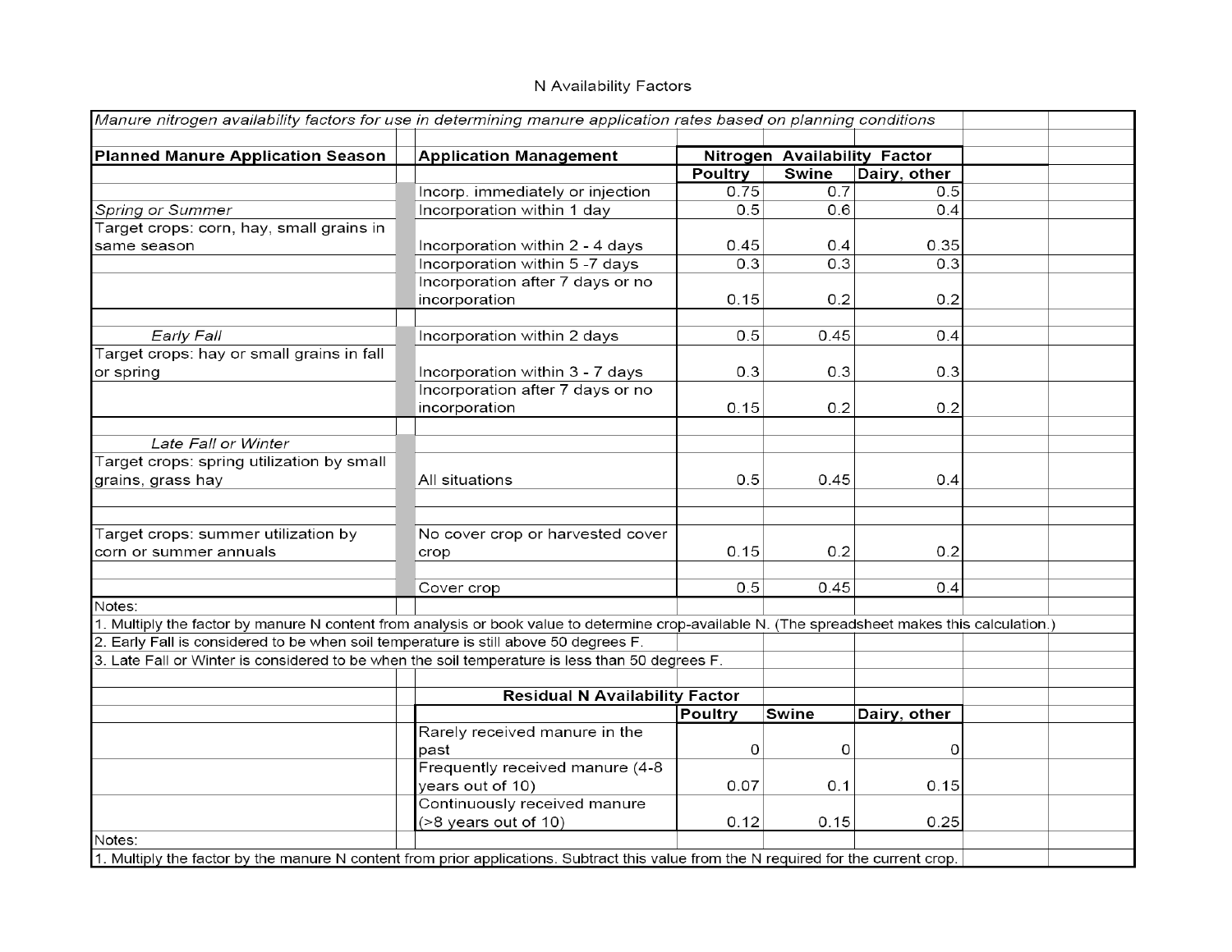## N Availability Factors

*Manure nitrogen availability factors for use in determining manure application rates based on planning conditions*

| **Planned Manure Application Season** | **Application Management** | **Nitrogen Availability Factor** | | |
|---|---|---|---|---|
| | | **Poultry** | **Swine** | **Dairy, other** |
| | Incorp. immediately or injection | 0.75 | 0.7 | 0.5 |
| *Spring or Summer* | Incorporation within 1 day | 0.5 | 0.6 | 0.4 |
| Target crops: corn, hay, small grains in same season | Incorporation within 2 - 4 days | 0.45 | 0.4 | 0.35 |
| | Incorporation within 5 -7 days | 0.3 | 0.3 | 0.3 |
| | Incorporation after 7 days or no incorporation | 0.15 | 0.2 | 0.2 |
| *Early Fall* | Incorporation within 2 days | 0.5 | 0.45 | 0.4 |
| Target crops: hay or small grains in fall or spring | Incorporation within 3 - 7 days | 0.3 | 0.3 | 0.3 |
| | Incorporation after 7 days or no incorporation | 0.15 | 0.2 | 0.2 |
| *Late Fall or Winter* | | | | |
| Target crops: spring utilization by small grains, grass hay | All situations | 0.5 | 0.45 | 0.4 |
| Target crops: summer utilization by corn or summer annuals | No cover crop or harvested cover crop | 0.15 | 0.2 | 0.2 |
| | Cover crop | 0.5 | 0.45 | 0.4 |

Notes:

1. Multiply the factor by manure N content from analysis or book value to determine crop-available N. (The spreadsheet makes this calculation.)
2. Early Fall is considered to be when soil temperature is still above 50 degrees F.
3. Late Fall or Winter is considered to be when the soil temperature is less than 50 degrees F.

**Residual N Availability Factor**

| | **Poultry** | **Swine** | **Dairy, other** |
|---|---|---|---|
| Rarely received manure in the past | 0 | 0 | 0 |
| Frequently received manure (4-8 years out of 10) | 0.07 | 0.1 | 0.15 |
| Continuously received manure (>8 years out of 10) | 0.12 | 0.15 | 0.25 |

Notes:

1. Multiply the factor by the manure N content from prior applications. Subtract this value from the N required for the current crop.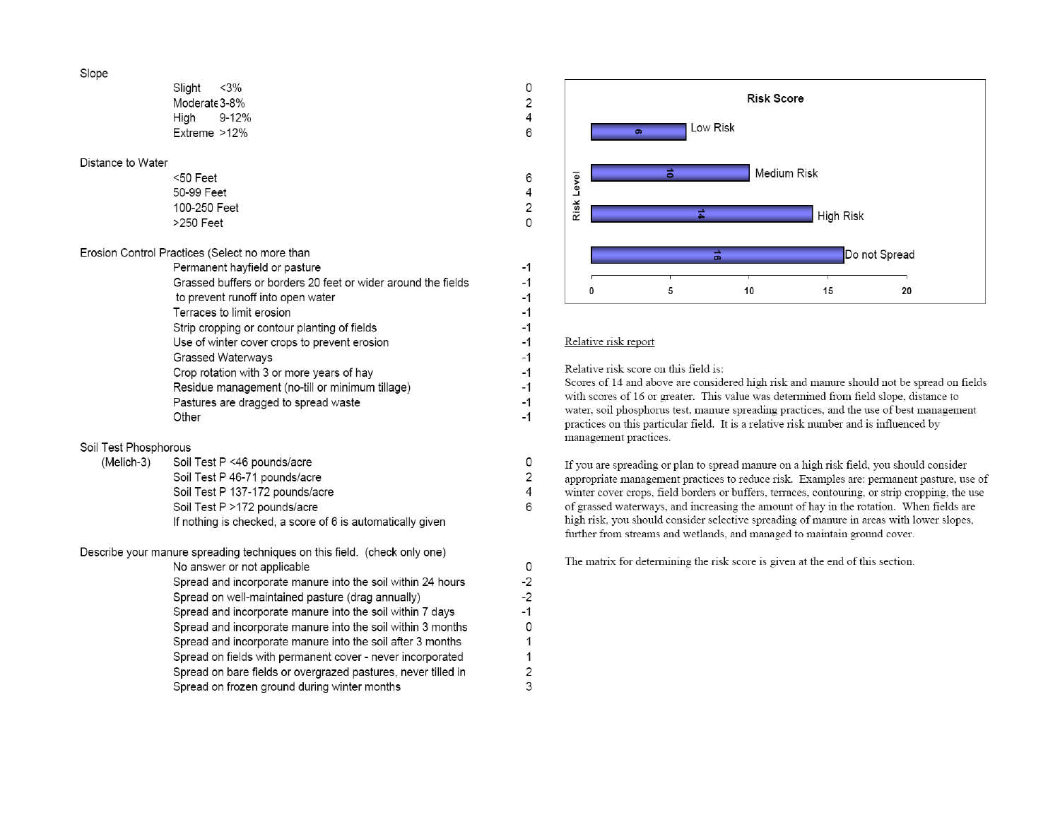Slope

| | | |
|---|---|---|
| Slight | <3% | 0 |
| Moderate | 3-8% | 2 |
| High | 9-12% | 4 |
| Extreme | >12% | 6 |

Distance to Water

| | |
|---|---|
| <50 Feet | 6 |
| 50-99 Feet | 4 |
| 100-250 Feet | 2 |
| >250 Feet | 0 |

Erosion Control Practices (Select no more than

| | |
|---|---|
| Permanent hayfield or pasture | -1 |
| Grassed buffers or borders 20 feet or wider around the fields to prevent runoff into open water | -1 |
| Terraces to limit erosion | -1 |
| Strip cropping or contour planting of fields | -1 |
| Use of winter cover crops to prevent erosion | -1 |
| Grassed Waterways | -1 |
| Crop rotation with 3 or more years of hay | -1 |
| Residue management (no-till or minimum tillage) | -1 |
| Pastures are dragged to spread waste | -1 |
| Other | -1 |

Soil Test Phosphorous (Melich-3)

| | |
|---|---|
| Soil Test P <46 pounds/acre | 0 |
| Soil Test P 46-71 pounds/acre | 2 |
| Soil Test P 137-172 pounds/acre | 4 |
| Soil Test P >172 pounds/acre | 6 |
| If nothing is checked, a score of 6 is automatically given | |

Describe your manure spreading techniques on this field. (check only one)

| | |
|---|---|
| No answer or not applicable | 0 |
| Spread and incorporate manure into the soil within 24 hours | -2 |
| Spread on well-maintained pasture (drag annually) | -2 |
| Spread and incorporate manure into the soil within 7 days | -1 |
| Spread and incorporate manure into the soil within 3 months | 0 |
| Spread and incorporate manure into the soil after 3 months | 1 |
| Spread on fields with permanent cover - never incorporated | 1 |
| Spread on bare fields or overgrazed pastures, never tilled in | 2 |
| Spread on frozen ground during winter months | 3 |

Risk Score

Risk Level

6 Low Risk

10 Medium Risk

14 High Risk

16 Do not Spread

0 5 10 15 20

Relative risk report

Relative risk score on this field is:
Scores of 14 and above are considered high risk and manure should not be spread on fields with scores of 16 or greater. This value was determined from field slope, distance to water, soil phosphorus test, manure spreading practices, and the use of best management practices on this particular field. It is a relative risk number and is influenced by management practices.

If you are spreading or plan to spread manure on a high risk field, you should consider appropriate management practices to reduce risk. Examples are: permanent pasture, use of winter cover crops, field borders or buffers, terraces, contouring, or strip cropping, the use of grassed waterways, and increasing the amount of hay in the rotation. When fields are high risk, you should consider selective spreading of manure in areas with lower slopes, further from streams and wetlands, and managed to maintain ground cover.

The matrix for determining the risk score is given at the end of this section.